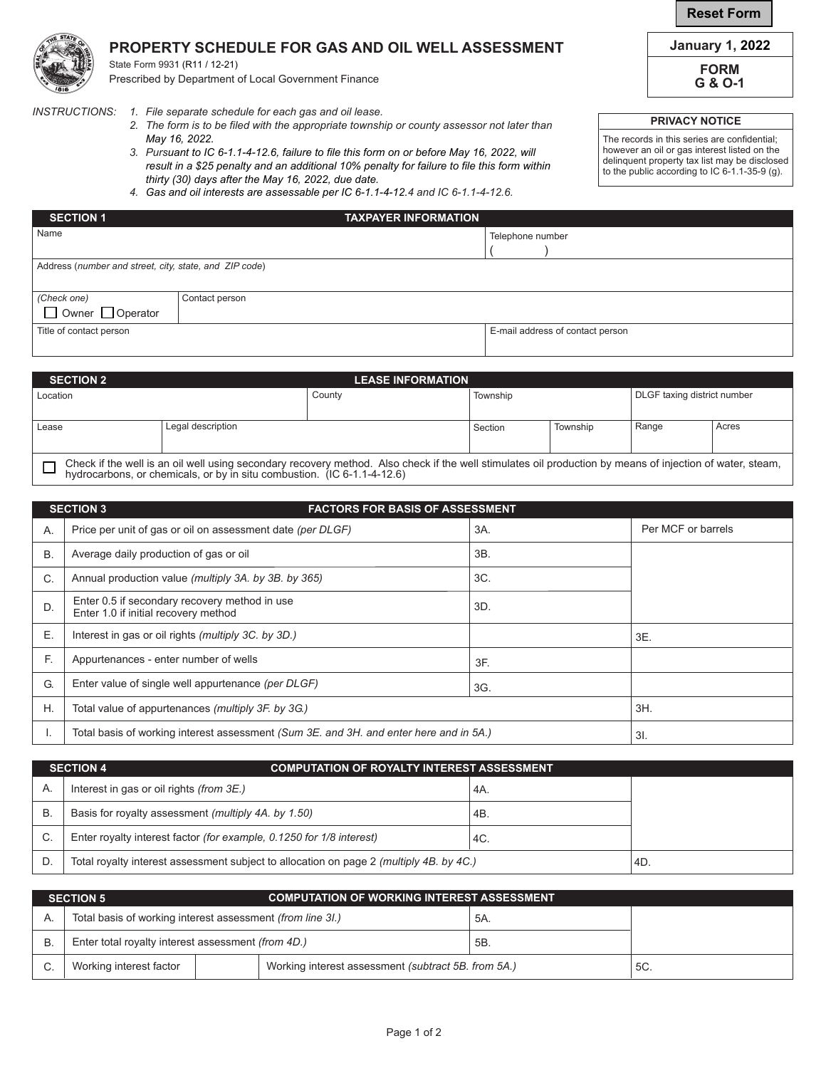# PROPERTY SCHEDULE FOR GAS AND OIL WELL ASSESSMENT

State Form 9931 (R11 / 12-21)
Prescribed by Department of Local Government Finance

**January 1, 2022**

**FORM G & O-1**

INSTRUCTIONS:

1. *File separate schedule for each gas and oil lease.*
2. *The form is to be filed with the appropriate township or county assessor not later than May 16, 2022.*
3. *Pursuant to IC 6-1.1-4-12.6, failure to file this form on or before May 16, 2022, will result in a $25 penalty and an additional 10% penalty for failure to file this form within thirty (30) days after the May 16, 2022, due date.*
4. *Gas and oil interests are assessable per IC 6-1.1-4-12.4 and IC 6-1.1-4-12.6.*

**PRIVACY NOTICE**

The records in this series are confidential; however an oil or gas interest listed on the delinquent property tax list may be disclosed to the public according to IC 6-1.1-35-9 (g).

## SECTION 1 — TAXPAYER INFORMATION

| Name | Telephone number ( ) |
|---|---|
| Address (*number and street, city, state, and ZIP code*) | |
| (*Check one*) ☐ Owner ☐ Operator | Contact person |
| Title of contact person | E-mail address of contact person |

## SECTION 2 — LEASE INFORMATION

| Location | County | Township | DLGF taxing district number |
|---|---|---|---|

| Lease | Legal description | Section | Township | Range | Acres |
|---|---|---|---|---|---|
| | | | | | |

☐ Check if the well is an oil well using secondary recovery method. Also check if the well stimulates oil production by means of injection of water, steam, hydrocarbons, or chemicals, or by in situ combustion. (IC 6-1.1-4-12.6)

## SECTION 3 — FACTORS FOR BASIS OF ASSESSMENT

| | | | |
|---|---|---|---|
| A. | Price per unit of gas or oil on assessment date *(per DLGF)* | 3A. | Per MCF or barrels |
| B. | Average daily production of gas or oil | 3B. | |
| C. | Annual production value *(multiply 3A. by 3B. by 365)* | 3C. | |
| D. | Enter 0.5 if secondary recovery method in use<br>Enter 1.0 if initial recovery method | 3D. | |
| E. | Interest in gas or oil rights *(multiply 3C. by 3D.)* | | 3E. |
| F. | Appurtenances - enter number of wells | 3F. | |
| G. | Enter value of single well appurtenance *(per DLGF)* | 3G. | |
| H. | Total value of appurtenances *(multiply 3F. by 3G.)* | | 3H. |
| I. | Total basis of working interest assessment *(Sum 3E. and 3H. and enter here and in 5A.)* | | 3I. |

## SECTION 4 — COMPUTATION OF ROYALTY INTEREST ASSESSMENT

| | | | |
|---|---|---|---|
| A. | Interest in gas or oil rights *(from 3E.)* | 4A. | |
| B. | Basis for royalty assessment *(multiply 4A. by 1.50)* | 4B. | |
| C. | Enter royalty interest factor *(for example, 0.1250 for 1/8 interest)* | 4C. | |
| D. | Total royalty interest assessment subject to allocation on page 2 *(multiply 4B. by 4C.)* | | 4D. |

## SECTION 5 — COMPUTATION OF WORKING INTEREST ASSESSMENT

| | | | | |
|---|---|---|---|---|
| A. | Total basis of working interest assessment *(from line 3I.)* | | 5A. | |
| B. | Enter total royalty interest assessment *(from 4D.)* | | 5B. | |
| C. | Working interest factor | | Working interest assessment *(subtract 5B. from 5A.)* | 5C. |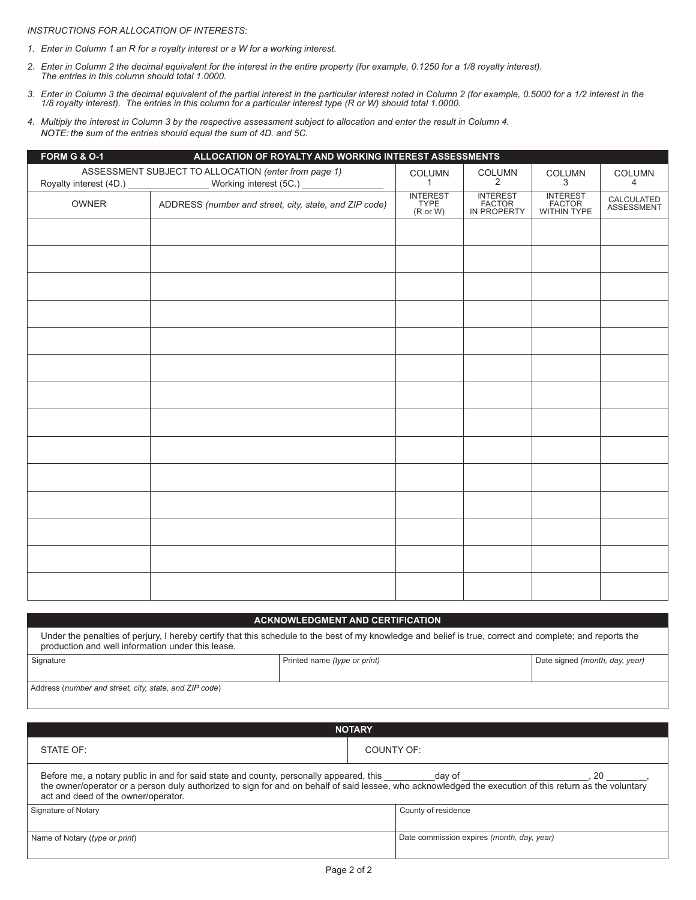*INSTRUCTIONS FOR ALLOCATION OF INTERESTS:*

1. *Enter in Column 1 an R for a royalty interest or a W for a working interest.*
2. *Enter in Column 2 the decimal equivalent for the interest in the entire property (for example, 0.1250 for a 1/8 royalty interest). The entries in this column should total 1.0000.*
3. *Enter in Column 3 the decimal equivalent of the partial interest in the particular interest noted in Column 2 (for example, 0.5000 for a 1/2 interest in the 1/8 royalty interest). The entries in this column for a particular interest type (R or W) should total 1.0000.*
4. *Multiply the interest in Column 3 by the respective assessment subject to allocation and enter the result in Column 4. NOTE: the sum of the entries should equal the sum of 4D. and 5C.*

**FORM G & O-1 — ALLOCATION OF ROYALTY AND WORKING INTEREST ASSESSMENTS**

| ASSESSMENT SUBJECT TO ALLOCATION *(enter from page 1)* Royalty interest (4D.) ________________ Working interest (5C.) ________________ | | COLUMN 1 | COLUMN 2 | COLUMN 3 | COLUMN 4 |
|---|---|---|---|---|---|
| OWNER | ADDRESS *(number and street, city, state, and ZIP code)* | INTEREST TYPE (R or W) | INTEREST FACTOR IN PROPERTY | INTEREST FACTOR WITHIN TYPE | CALCULATED ASSESSMENT |
| | | | | | |
| | | | | | |
| | | | | | |
| | | | | | |
| | | | | | |
| | | | | | |
| | | | | | |
| | | | | | |
| | | | | | |
| | | | | | |
| | | | | | |
| | | | | | |
| | | | | | |
| | | | | | |

**ACKNOWLEDGMENT AND CERTIFICATION**

Under the penalties of perjury, I hereby certify that this schedule to the best of my knowledge and belief is true, correct and complete; and reports the production and well information under this lease.

| Signature | Printed name *(type or print)* | Date signed *(month, day, year)* |
|---|---|---|
| | | |
| Address (*number and street, city, state, and ZIP code*) | | |

**NOTARY**

| STATE OF: | COUNTY OF: |
|---|---|

Before me, a notary public in and for said state and county, personally appeared, this __________day of ________________________, 20 ________, the owner/operator or a person duly authorized to sign for and on behalf of said lessee, who acknowledged the execution of this return as the voluntary act and deed of the owner/operator.

| Signature of Notary | County of residence |
|---|---|
| Name of Notary (*type or print*) | Date commission expires *(month, day, year)* |